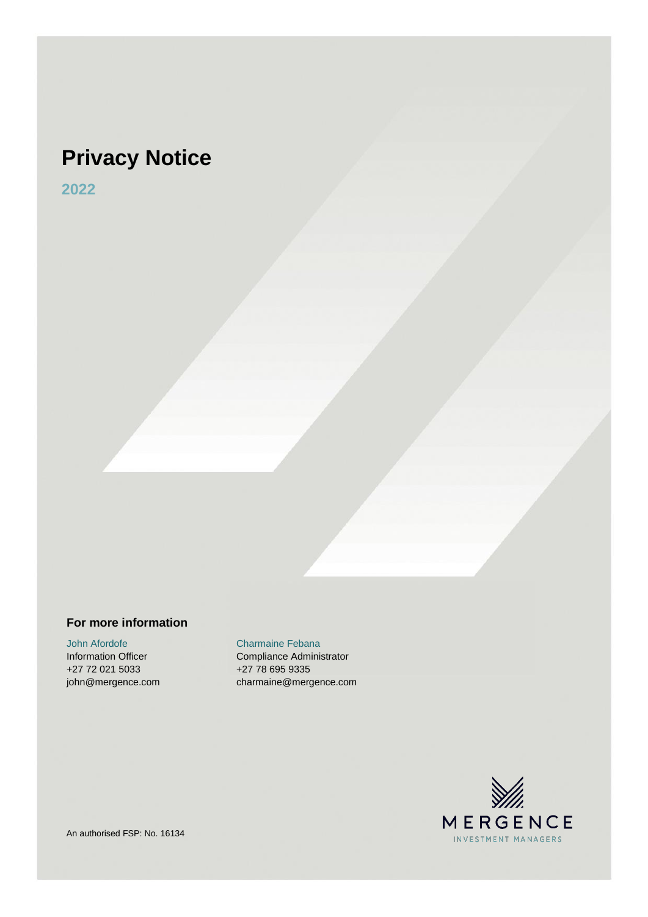# Privacy Notice

**2022**

### For more information

John Afordofe
Information Officer
+27 72 021 5033
john@mergence.com

Charmaine Febana
Compliance Administrator
+27 78 695 9335
charmaine@mergence.com

MERGENCE
INVESTMENT MANAGERS

An authorised FSP: No. 16134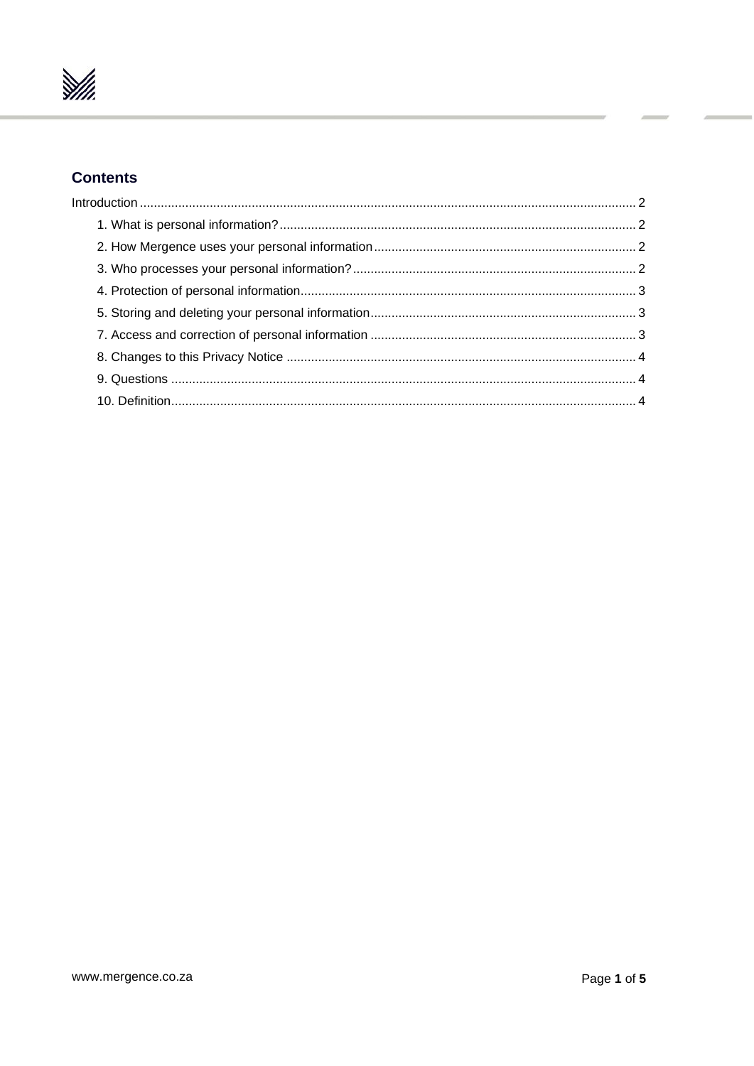## Contents

- Introduction .... 2
  - 1. What is personal information? .... 2
  - 2. How Mergence uses your personal information .... 2
  - 3. Who processes your personal information? .... 2
  - 4. Protection of personal information .... 3
  - 5. Storing and deleting your personal information .... 3
  - 7. Access and correction of personal information .... 3
  - 8. Changes to this Privacy Notice .... 4
  - 9. Questions .... 4
  - 10. Definition .... 4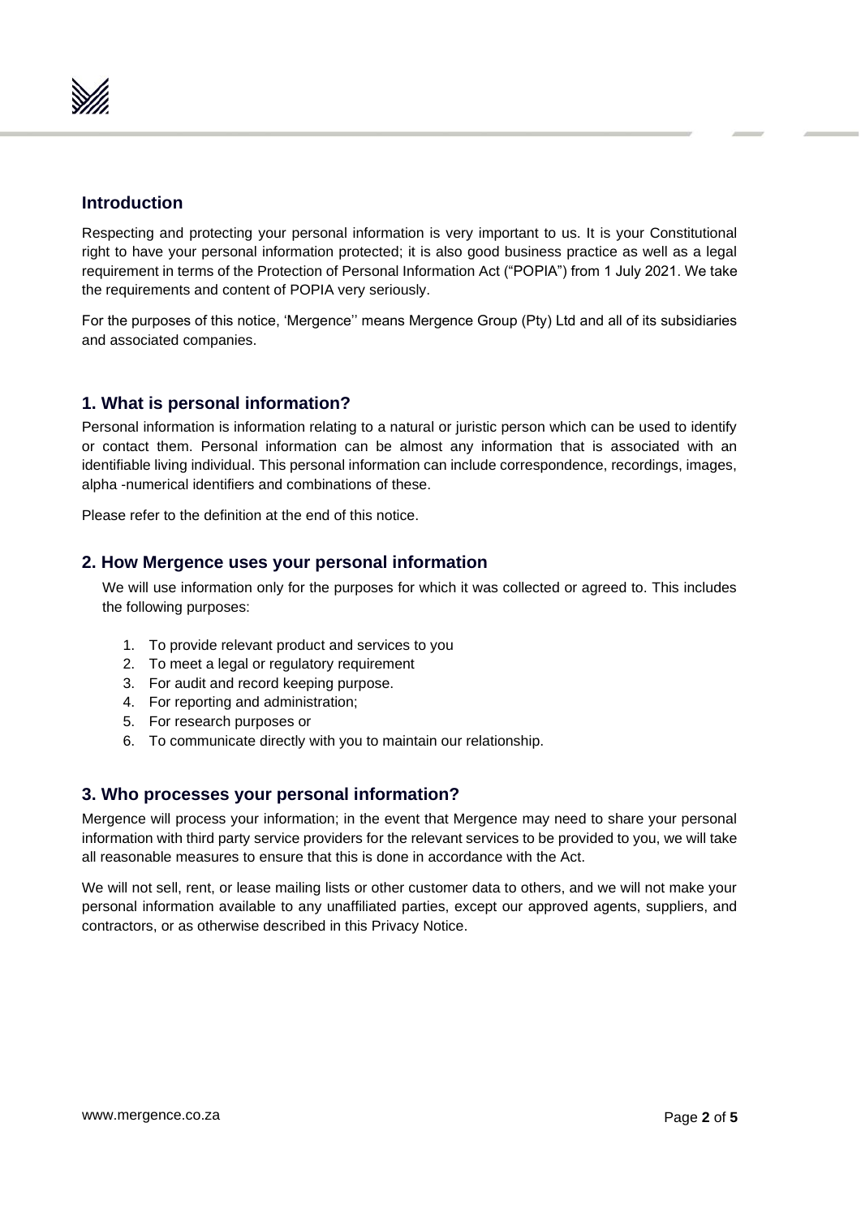## Introduction

Respecting and protecting your personal information is very important to us. It is your Constitutional right to have your personal information protected; it is also good business practice as well as a legal requirement in terms of the Protection of Personal Information Act ("POPIA") from 1 July 2021. We take the requirements and content of POPIA very seriously.

For the purposes of this notice, 'Mergence'' means Mergence Group (Pty) Ltd and all of its subsidiaries and associated companies.

## 1. What is personal information?

Personal information is information relating to a natural or juristic person which can be used to identify or contact them. Personal information can be almost any information that is associated with an identifiable living individual. This personal information can include correspondence, recordings, images, alpha -numerical identifiers and combinations of these.

Please refer to the definition at the end of this notice.

## 2. How Mergence uses your personal information

We will use information only for the purposes for which it was collected or agreed to. This includes the following purposes:

1. To provide relevant product and services to you
2. To meet a legal or regulatory requirement
3. For audit and record keeping purpose.
4. For reporting and administration;
5. For research purposes or
6. To communicate directly with you to maintain our relationship.

## 3. Who processes your personal information?

Mergence will process your information; in the event that Mergence may need to share your personal information with third party service providers for the relevant services to be provided to you, we will take all reasonable measures to ensure that this is done in accordance with the Act.

We will not sell, rent, or lease mailing lists or other customer data to others, and we will not make your personal information available to any unaffiliated parties, except our approved agents, suppliers, and contractors, or as otherwise described in this Privacy Notice.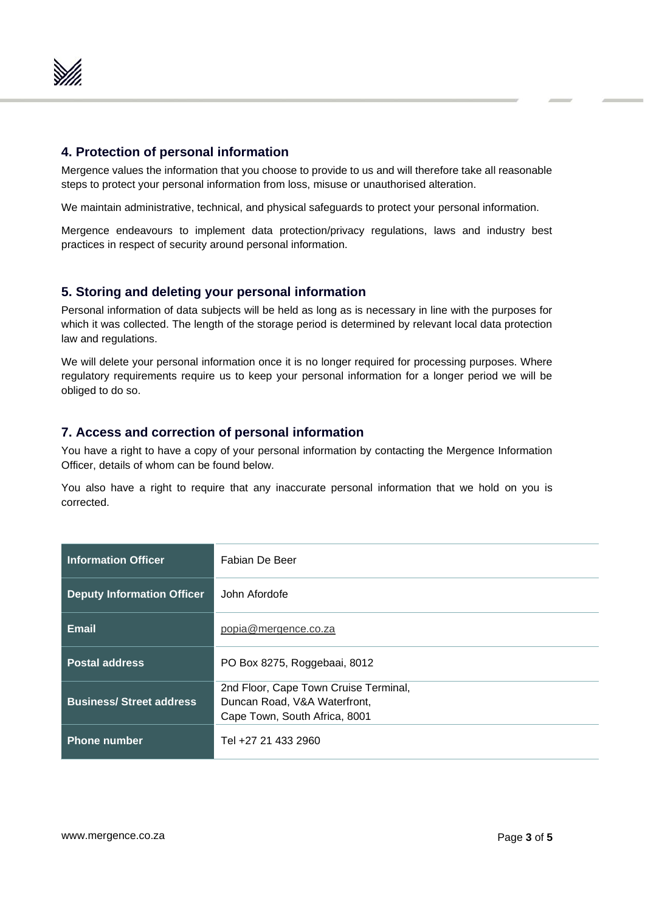## 4. Protection of personal information

Mergence values the information that you choose to provide to us and will therefore take all reasonable steps to protect your personal information from loss, misuse or unauthorised alteration.

We maintain administrative, technical, and physical safeguards to protect your personal information.

Mergence endeavours to implement data protection/privacy regulations, laws and industry best practices in respect of security around personal information.

## 5. Storing and deleting your personal information

Personal information of data subjects will be held as long as is necessary in line with the purposes for which it was collected. The length of the storage period is determined by relevant local data protection law and regulations.

We will delete your personal information once it is no longer required for processing purposes. Where regulatory requirements require us to keep your personal information for a longer period we will be obliged to do so.

## 7. Access and correction of personal information

You have a right to have a copy of your personal information by contacting the Mergence Information Officer, details of whom can be found below.

You also have a right to require that any inaccurate personal information that we hold on you is corrected.

| | |
|---|---|
| **Information Officer** | Fabian De Beer |
| **Deputy Information Officer** | John Afordofe |
| **Email** | popia@mergence.co.za |
| **Postal address** | PO Box 8275, Roggebaai, 8012 |
| **Business/ Street address** | 2nd Floor, Cape Town Cruise Terminal, Duncan Road, V&A Waterfront, Cape Town, South Africa, 8001 |
| **Phone number** | Tel +27 21 433 2960 |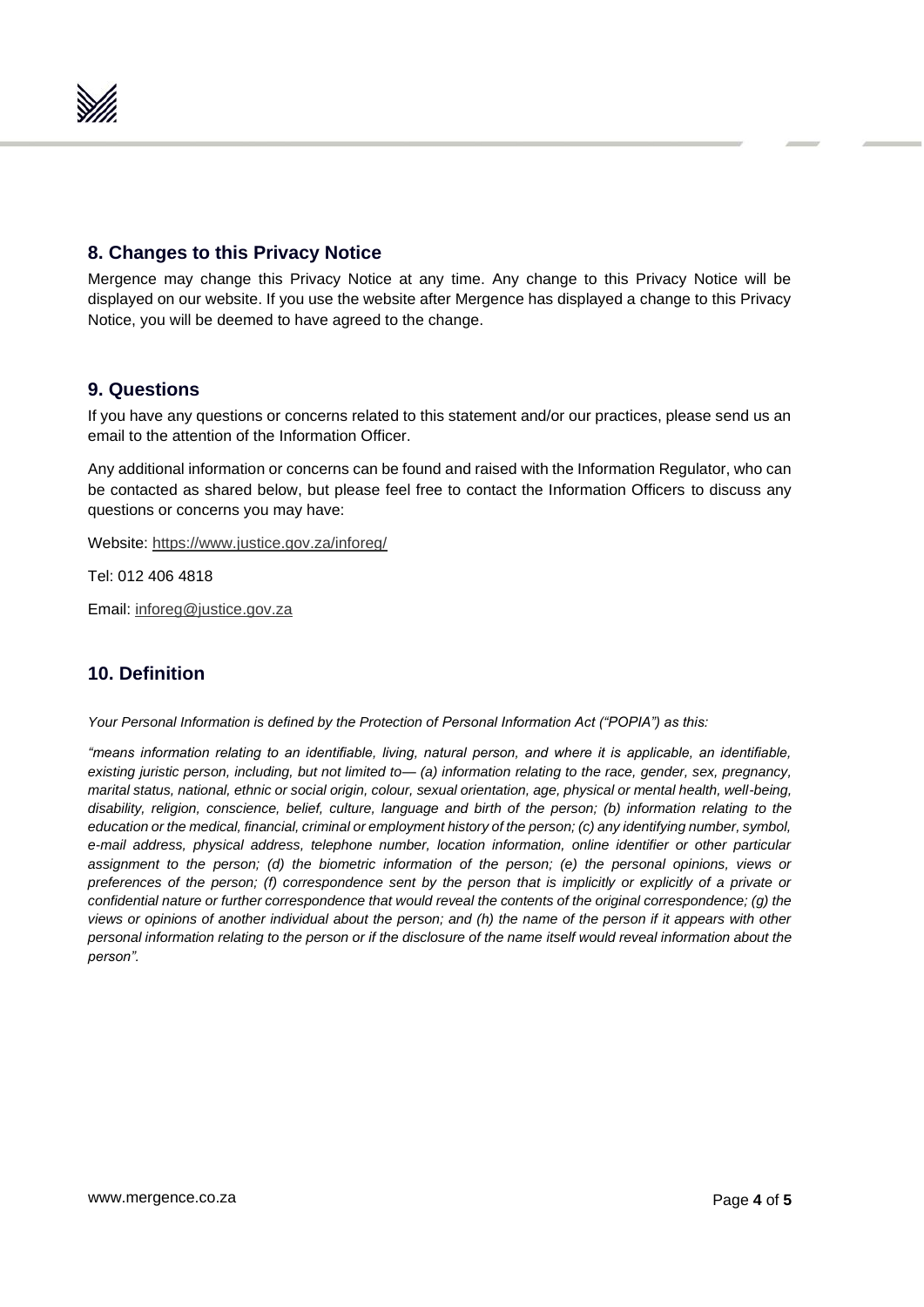## 8. Changes to this Privacy Notice

Mergence may change this Privacy Notice at any time. Any change to this Privacy Notice will be displayed on our website. If you use the website after Mergence has displayed a change to this Privacy Notice, you will be deemed to have agreed to the change.

## 9. Questions

If you have any questions or concerns related to this statement and/or our practices, please send us an email to the attention of the Information Officer.

Any additional information or concerns can be found and raised with the Information Regulator, who can be contacted as shared below, but please feel free to contact the Information Officers to discuss any questions or concerns you may have:

Website: https://www.justice.gov.za/inforeg/

Tel: 012 406 4818

Email: inforeg@justice.gov.za

## 10. Definition

*Your Personal Information is defined by the Protection of Personal Information Act ("POPIA") as this:*

*"means information relating to an identifiable, living, natural person, and where it is applicable, an identifiable, existing juristic person, including, but not limited to— (a) information relating to the race, gender, sex, pregnancy, marital status, national, ethnic or social origin, colour, sexual orientation, age, physical or mental health, well-being, disability, religion, conscience, belief, culture, language and birth of the person; (b) information relating to the education or the medical, financial, criminal or employment history of the person; (c) any identifying number, symbol, e-mail address, physical address, telephone number, location information, online identifier or other particular assignment to the person; (d) the biometric information of the person; (e) the personal opinions, views or preferences of the person; (f) correspondence sent by the person that is implicitly or explicitly of a private or confidential nature or further correspondence that would reveal the contents of the original correspondence; (g) the views or opinions of another individual about the person; and (h) the name of the person if it appears with other personal information relating to the person or if the disclosure of the name itself would reveal information about the person".*